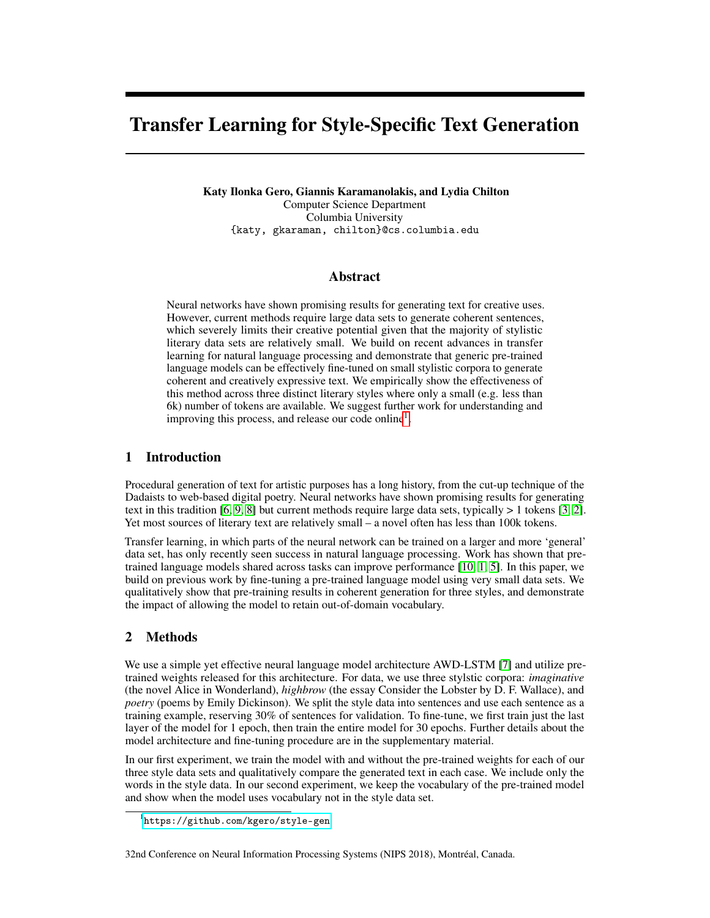# Transfer Learning for Style-Specific Text Generation

**Katy Ilonka Gero, Giannis Karamanolakis, and Lydia Chilton**
Computer Science Department
Columbia University
{katy, gkaraman, chilton}@cs.columbia.edu

## Abstract

Neural networks have shown promising results for generating text for creative uses. However, current methods require large data sets to generate coherent sentences, which severely limits their creative potential given that the majority of stylistic literary data sets are relatively small. We build on recent advances in transfer learning for natural language processing and demonstrate that generic pre-trained language models can be effectively fine-tuned on small stylistic corpora to generate coherent and creatively expressive text. We empirically show the effectiveness of this method across three distinct literary styles where only a small (e.g. less than 6k) number of tokens are available. We suggest further work for understanding and improving this process, and release our code online[1].

## 1 Introduction

Procedural generation of text for artistic purposes has a long history, from the cut-up technique of the Dadaists to web-based digital poetry. Neural networks have shown promising results for generating text in this tradition [6, 9, 8] but current methods require large data sets, typically > 1 tokens [3, 2]. Yet most sources of literary text are relatively small – a novel often has less than 100k tokens.

Transfer learning, in which parts of the neural network can be trained on a larger and more 'general' data set, has only recently seen success in natural language processing. Work has shown that pre-trained language models shared across tasks can improve performance [10, 1, 5]. In this paper, we build on previous work by fine-tuning a pre-trained language model using very small data sets. We qualitatively show that pre-training results in coherent generation for three styles, and demonstrate the impact of allowing the model to retain out-of-domain vocabulary.

## 2 Methods

We use a simple yet effective neural language model architecture AWD-LSTM [7] and utilize pre-trained weights released for this architecture. For data, we use three stylstic corpora: *imaginative* (the novel Alice in Wonderland), *highbrow* (the essay Consider the Lobster by D. F. Wallace), and *poetry* (poems by Emily Dickinson). We split the style data into sentences and use each sentence as a training example, reserving 30% of sentences for validation. To fine-tune, we first train just the last layer of the model for 1 epoch, then train the entire model for 30 epochs. Further details about the model architecture and fine-tuning procedure are in the supplementary material.

In our first experiment, we train the model with and without the pre-trained weights for each of our three style data sets and qualitatively compare the generated text in each case. We include only the words in the style data. In our second experiment, we keep the vocabulary of the pre-trained model and show when the model uses vocabulary not in the style data set.

[1] https://github.com/kgero/style-gen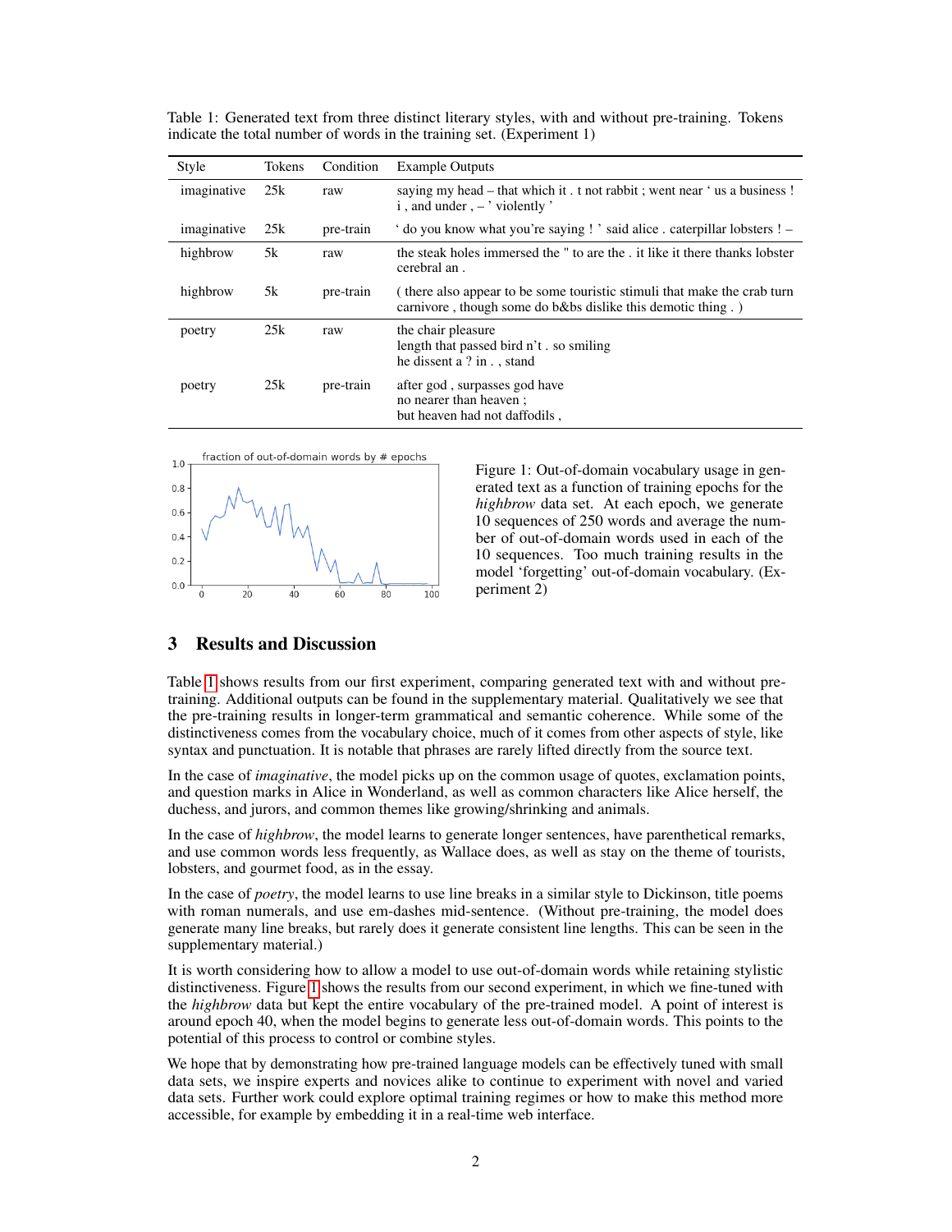Table 1: Generated text from three distinct literary styles, with and without pre-training. Tokens indicate the total number of words in the training set. (Experiment 1)

| Style | Tokens | Condition | Example Outputs |
|---|---|---|---|
| imaginative | 25k | raw | saying my head – that which it . t not rabbit ; went near ‘ us a business ! i , and under , – ’ violently ’ |
| imaginative | 25k | pre-train | ‘ do you know what you’re saying ! ’ said alice . caterpillar lobsters ! – |
| highbrow | 5k | raw | the steak holes immersed the " to are the . it like it there thanks lobster cerebral an . |
| highbrow | 5k | pre-train | ( there also appear to be some touristic stimuli that make the crab turn carnivore , though some do b&bs dislike this demotic thing . ) |
| poetry | 25k | raw | the chair pleasure<br>length that passed bird n't . so smiling<br>he dissent a ? in . , stand |
| poetry | 25k | pre-train | after god , surpasses god have<br>no nearer than heaven ;<br>but heaven had not daffodils , |

Figure 1: Out-of-domain vocabulary usage in generated text as a function of training epochs for the *highbrow* data set. At each epoch, we generate 10 sequences of 250 words and average the number of out-of-domain words used in each of the 10 sequences. Too much training results in the model ‘forgetting’ out-of-domain vocabulary. (Experiment 2)

## 3 Results and Discussion

Table 1 shows results from our first experiment, comparing generated text with and without pre-training. Additional outputs can be found in the supplementary material. Qualitatively we see that the pre-training results in longer-term grammatical and semantic coherence. While some of the distinctiveness comes from the vocabulary choice, much of it comes from other aspects of style, like syntax and punctuation. It is notable that phrases are rarely lifted directly from the source text.

In the case of *imaginative*, the model picks up on the common usage of quotes, exclamation points, and question marks in Alice in Wonderland, as well as common characters like Alice herself, the duchess, and jurors, and common themes like growing/shrinking and animals.

In the case of *highbrow*, the model learns to generate longer sentences, have parenthetical remarks, and use common words less frequently, as Wallace does, as well as stay on the theme of tourists, lobsters, and gourmet food, as in the essay.

In the case of *poetry*, the model learns to use line breaks in a similar style to Dickinson, title poems with roman numerals, and use em-dashes mid-sentence. (Without pre-training, the model does generate many line breaks, but rarely does it generate consistent line lengths. This can be seen in the supplementary material.)

It is worth considering how to allow a model to use out-of-domain words while retaining stylistic distinctiveness. Figure 1 shows the results from our second experiment, in which we fine-tuned with the *highbrow* data but kept the entire vocabulary of the pre-trained model. A point of interest is around epoch 40, when the model begins to generate less out-of-domain words. This points to the potential of this process to control or combine styles.

We hope that by demonstrating how pre-trained language models can be effectively tuned with small data sets, we inspire experts and novices alike to continue to experiment with novel and varied data sets. Further work could explore optimal training regimes or how to make this method more accessible, for example by embedding it in a real-time web interface.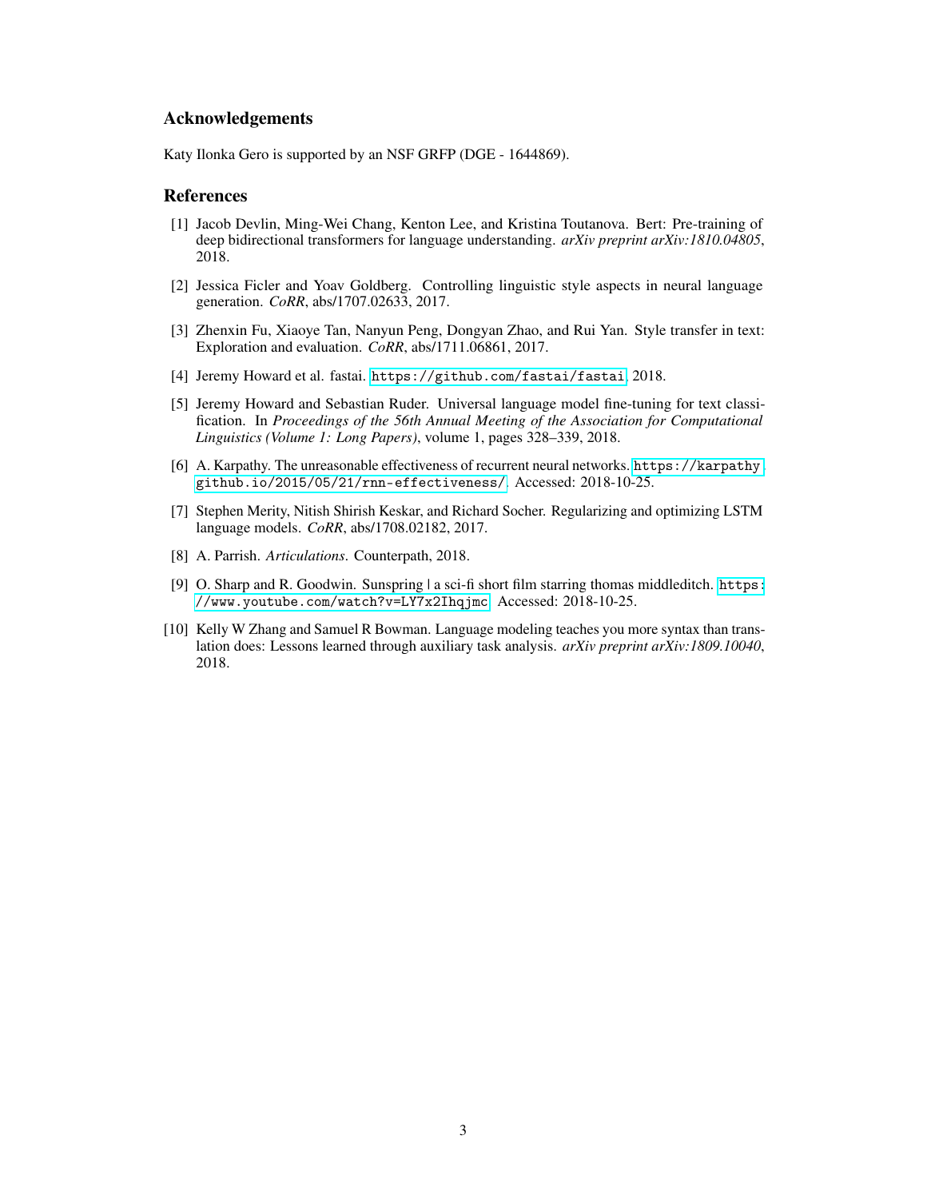## Acknowledgements

Katy Ilonka Gero is supported by an NSF GRFP (DGE - 1644869).

## References

[1] Jacob Devlin, Ming-Wei Chang, Kenton Lee, and Kristina Toutanova. Bert: Pre-training of deep bidirectional transformers for language understanding. *arXiv preprint arXiv:1810.04805*, 2018.

[2] Jessica Ficler and Yoav Goldberg. Controlling linguistic style aspects in neural language generation. *CoRR*, abs/1707.02633, 2017.

[3] Zhenxin Fu, Xiaoye Tan, Nanyun Peng, Dongyan Zhao, and Rui Yan. Style transfer in text: Exploration and evaluation. *CoRR*, abs/1711.06861, 2017.

[4] Jeremy Howard et al. fastai. https://github.com/fastai/fastai, 2018.

[5] Jeremy Howard and Sebastian Ruder. Universal language model fine-tuning for text classification. In *Proceedings of the 56th Annual Meeting of the Association for Computational Linguistics (Volume 1: Long Papers)*, volume 1, pages 328–339, 2018.

[6] A. Karpathy. The unreasonable effectiveness of recurrent neural networks. https://karpathy.github.io/2015/05/21/rnn-effectiveness/. Accessed: 2018-10-25.

[7] Stephen Merity, Nitish Shirish Keskar, and Richard Socher. Regularizing and optimizing LSTM language models. *CoRR*, abs/1708.02182, 2017.

[8] A. Parrish. *Articulations*. Counterpath, 2018.

[9] O. Sharp and R. Goodwin. Sunspring | a sci-fi short film starring thomas middleditch. https://www.youtube.com/watch?v=LY7x2Ihqjmc. Accessed: 2018-10-25.

[10] Kelly W Zhang and Samuel R Bowman. Language modeling teaches you more syntax than translation does: Lessons learned through auxiliary task analysis. *arXiv preprint arXiv:1809.10040*, 2018.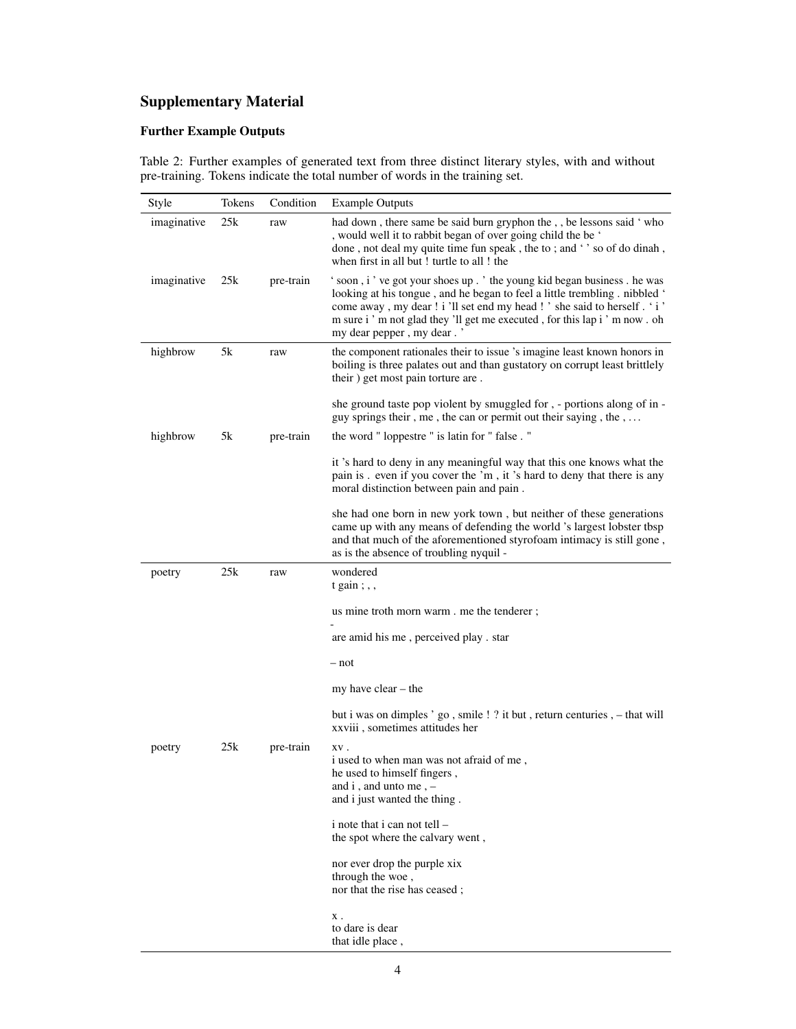## Supplementary Material

### Further Example Outputs

Table 2: Further examples of generated text from three distinct literary styles, with and without pre-training. Tokens indicate the total number of words in the training set.

| Style | Tokens | Condition | Example Outputs |
|---|---|---|---|
| imaginative | 25k | raw | had down , there same be said burn gryphon the , , be lessons said ‘ who , would well it to rabbit began of over going child the be ‘<br>done , not deal my quite time fun speak , the to ; and ‘ ’ so of do dinah , when first in all but ! turtle to all ! the |
| imaginative | 25k | pre-train | ‘ soon , i ’ ve got your shoes up . ’ the young kid began business . he was looking at his tongue , and he began to feel a little trembling . nibbled ‘ come away , my dear ! i ’ll set end my head ! ’ she said to herself . ‘ i ’ m sure i ’ m not glad they ’ll get me executed , for this lap i ’ m now . oh my dear pepper , my dear . ’ |
| highbrow | 5k | raw | the component rationales their to issue ’s imagine least known honors in boiling is three palates out and than gustatory on corrupt least brittlely their ) get most pain torture are .<br><br>she ground taste pop violent by smuggled for , - portions along of in - guy springs their , me , the can or permit out their saying , the , ... |
| highbrow | 5k | pre-train | the word " loppestre " is latin for " false . "<br><br>it ’s hard to deny in any meaningful way that this one knows what the pain is . even if you cover the ’m , it ’s hard to deny that there is any moral distinction between pain and pain .<br><br>she had one born in new york town , but neither of these generations came up with any means of defending the world ’s largest lobster tbsp and that much of the aforementioned styrofoam intimacy is still gone , as is the absence of troubling nyquil - |
| poetry | 25k | raw | wondered<br>t gain ; , ,<br><br>us mine troth morn warm . me the tenderer ;<br>-<br>are amid his me , perceived play . star<br><br>– not<br><br>my have clear – the<br><br>but i was on dimples ’ go , smile ! ? it but , return centuries , – that will xxviii , sometimes attitudes her |
| poetry | 25k | pre-train | xv .<br>i used to when man was not afraid of me ,<br>he used to himself fingers ,<br>and i , and unto me , –<br>and i just wanted the thing .<br><br>i note that i can not tell –<br>the spot where the calvary went ,<br><br>nor ever drop the purple xix<br>through the woe ,<br>nor that the rise has ceased ;<br><br>x .<br>to dare is dear<br>that idle place , |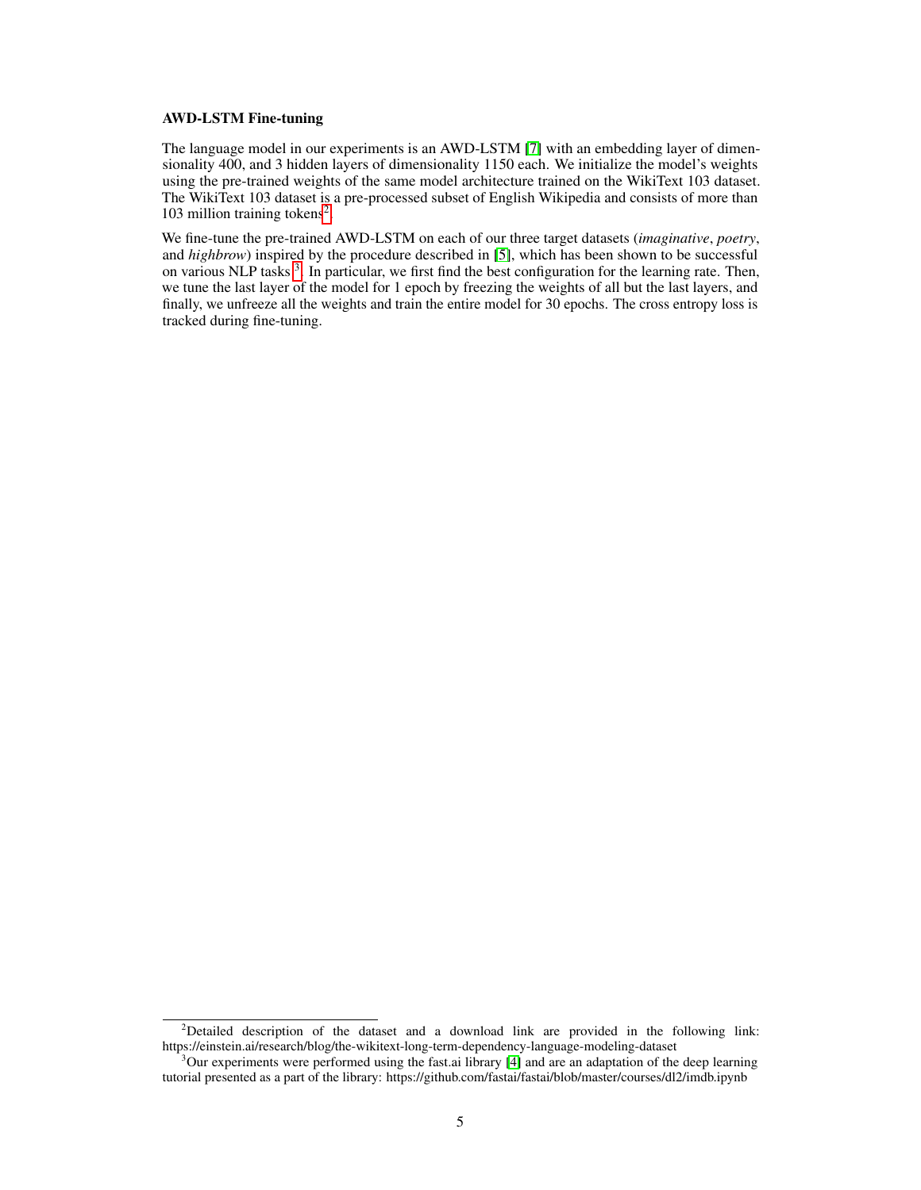**AWD-LSTM Fine-tuning**

The language model in our experiments is an AWD-LSTM [7] with an embedding layer of dimensionality 400, and 3 hidden layers of dimensionality 1150 each. We initialize the model's weights using the pre-trained weights of the same model architecture trained on the WikiText 103 dataset. The WikiText 103 dataset is a pre-processed subset of English Wikipedia and consists of more than 103 million training tokens[2].

We fine-tune the pre-trained AWD-LSTM on each of our three target datasets (*imaginative*, *poetry*, and *highbrow*) inspired by the procedure described in [5], which has been shown to be successful on various NLP tasks [3]. In particular, we first find the best configuration for the learning rate. Then, we tune the last layer of the model for 1 epoch by freezing the weights of all but the last layers, and finally, we unfreeze all the weights and train the entire model for 30 epochs. The cross entropy loss is tracked during fine-tuning.

---

[2]Detailed description of the dataset and a download link are provided in the following link: https://einstein.ai/research/blog/the-wikitext-long-term-dependency-language-modeling-dataset

[3]Our experiments were performed using the fast.ai library [4] and are an adaptation of the deep learning tutorial presented as a part of the library: https://github.com/fastai/fastai/blob/master/courses/dl2/imdb.ipynb